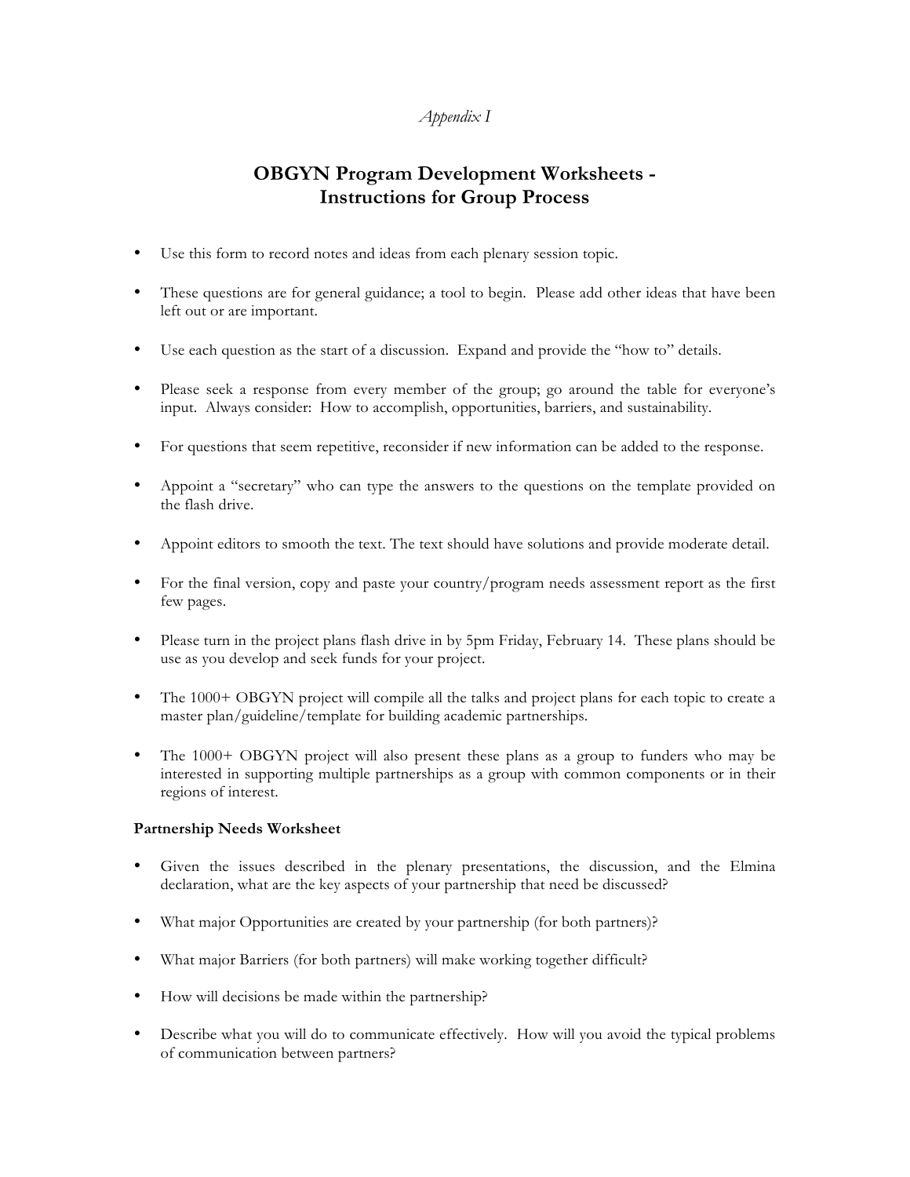*Appendix I*

# OBGYN Program Development Worksheets - Instructions for Group Process

- Use this form to record notes and ideas from each plenary session topic.
- These questions are for general guidance; a tool to begin. Please add other ideas that have been left out or are important.
- Use each question as the start of a discussion. Expand and provide the "how to" details.
- Please seek a response from every member of the group; go around the table for everyone's input. Always consider: How to accomplish, opportunities, barriers, and sustainability.
- For questions that seem repetitive, reconsider if new information can be added to the response.
- Appoint a "secretary" who can type the answers to the questions on the template provided on the flash drive.
- Appoint editors to smooth the text. The text should have solutions and provide moderate detail.
- For the final version, copy and paste your country/program needs assessment report as the first few pages.
- Please turn in the project plans flash drive in by 5pm Friday, February 14. These plans should be use as you develop and seek funds for your project.
- The 1000+ OBGYN project will compile all the talks and project plans for each topic to create a master plan/guideline/template for building academic partnerships.
- The 1000+ OBGYN project will also present these plans as a group to funders who may be interested in supporting multiple partnerships as a group with common components or in their regions of interest.

**Partnership Needs Worksheet**

- Given the issues described in the plenary presentations, the discussion, and the Elmina declaration, what are the key aspects of your partnership that need be discussed?
- What major Opportunities are created by your partnership (for both partners)?
- What major Barriers (for both partners) will make working together difficult?
- How will decisions be made within the partnership?
- Describe what you will do to communicate effectively. How will you avoid the typical problems of communication between partners?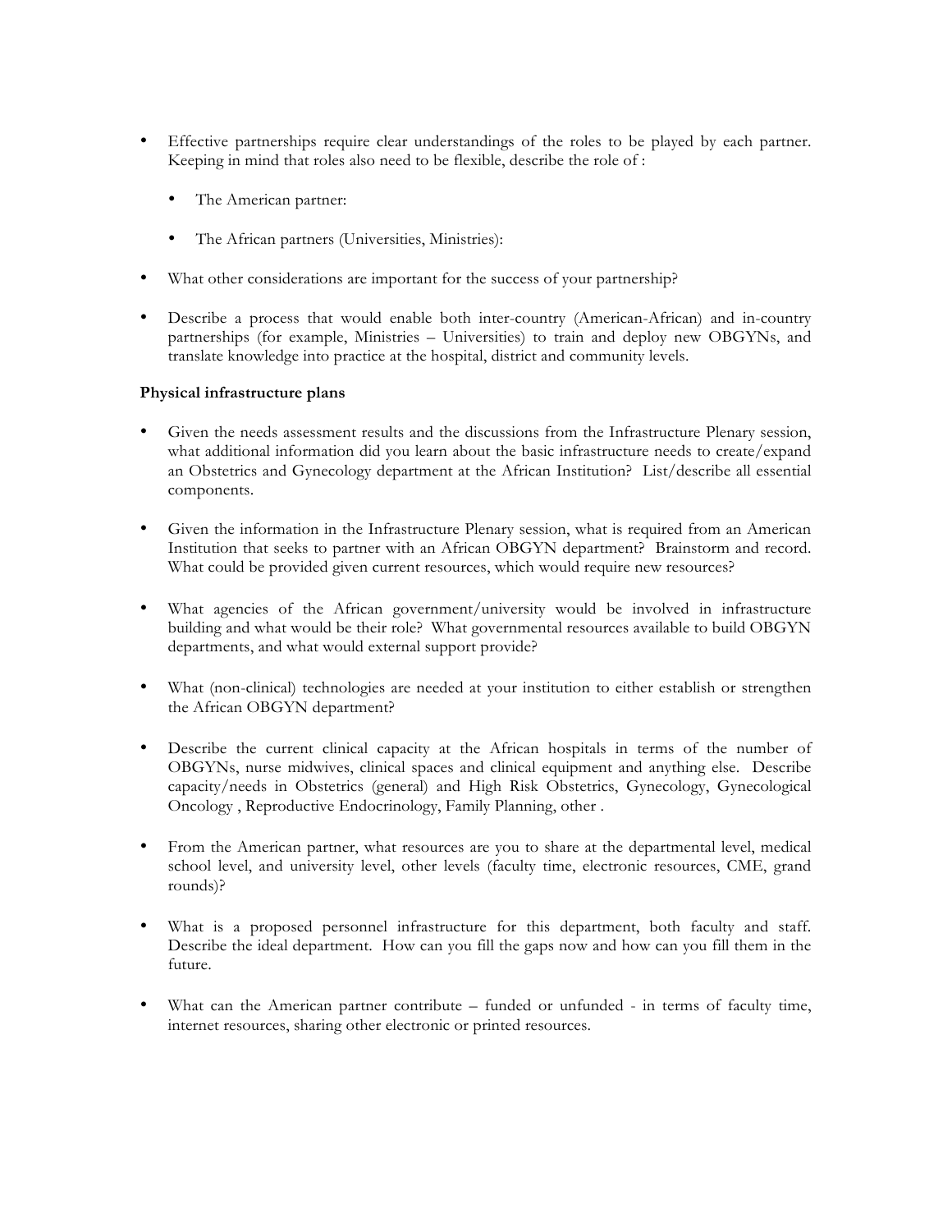- Effective partnerships require clear understandings of the roles to be played by each partner. Keeping in mind that roles also need to be flexible, describe the role of :

  - The American partner:

  - The African partners (Universities, Ministries):

- What other considerations are important for the success of your partnership?

- Describe a process that would enable both inter-country (American-African) and in-country partnerships (for example, Ministries – Universities) to train and deploy new OBGYNs, and translate knowledge into practice at the hospital, district and community levels.

**Physical infrastructure plans**

- Given the needs assessment results and the discussions from the Infrastructure Plenary session, what additional information did you learn about the basic infrastructure needs to create/expand an Obstetrics and Gynecology department at the African Institution? List/describe all essential components.

- Given the information in the Infrastructure Plenary session, what is required from an American Institution that seeks to partner with an African OBGYN department? Brainstorm and record. What could be provided given current resources, which would require new resources?

- What agencies of the African government/university would be involved in infrastructure building and what would be their role? What governmental resources available to build OBGYN departments, and what would external support provide?

- What (non-clinical) technologies are needed at your institution to either establish or strengthen the African OBGYN department?

- Describe the current clinical capacity at the African hospitals in terms of the number of OBGYNs, nurse midwives, clinical spaces and clinical equipment and anything else. Describe capacity/needs in Obstetrics (general) and High Risk Obstetrics, Gynecology, Gynecological Oncology , Reproductive Endocrinology, Family Planning, other .

- From the American partner, what resources are you to share at the departmental level, medical school level, and university level, other levels (faculty time, electronic resources, CME, grand rounds)?

- What is a proposed personnel infrastructure for this department, both faculty and staff. Describe the ideal department. How can you fill the gaps now and how can you fill them in the future.

- What can the American partner contribute – funded or unfunded - in terms of faculty time, internet resources, sharing other electronic or printed resources.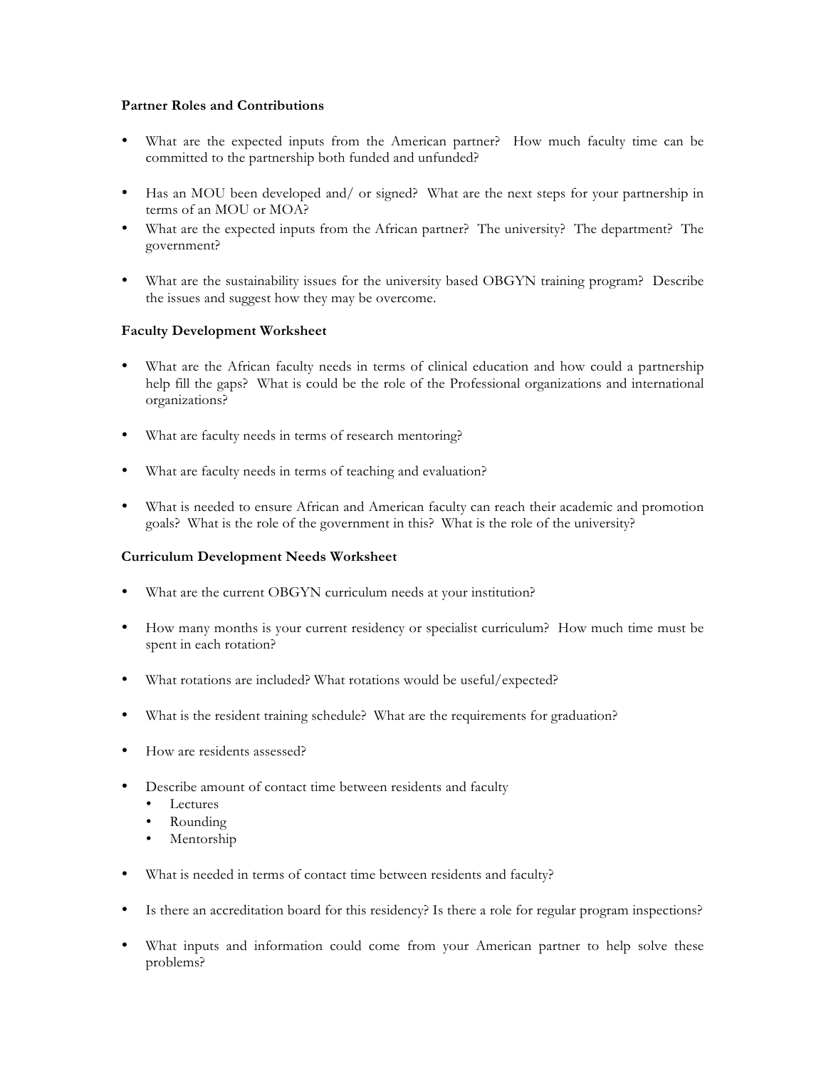**Partner Roles and Contributions**

- What are the expected inputs from the American partner? How much faculty time can be committed to the partnership both funded and unfunded?

- Has an MOU been developed and/ or signed? What are the next steps for your partnership in terms of an MOU or MOA?
- What are the expected inputs from the African partner? The university? The department? The government?

- What are the sustainability issues for the university based OBGYN training program? Describe the issues and suggest how they may be overcome.

**Faculty Development Worksheet**

- What are the African faculty needs in terms of clinical education and how could a partnership help fill the gaps? What is could be the role of the Professional organizations and international organizations?

- What are faculty needs in terms of research mentoring?

- What are faculty needs in terms of teaching and evaluation?

- What is needed to ensure African and American faculty can reach their academic and promotion goals? What is the role of the government in this? What is the role of the university?

**Curriculum Development Needs Worksheet**

- What are the current OBGYN curriculum needs at your institution?

- How many months is your current residency or specialist curriculum? How much time must be spent in each rotation?

- What rotations are included? What rotations would be useful/expected?

- What is the resident training schedule? What are the requirements for graduation?

- How are residents assessed?

- Describe amount of contact time between residents and faculty
  - Lectures
  - Rounding
  - Mentorship

- What is needed in terms of contact time between residents and faculty?

- Is there an accreditation board for this residency? Is there a role for regular program inspections?

- What inputs and information could come from your American partner to help solve these problems?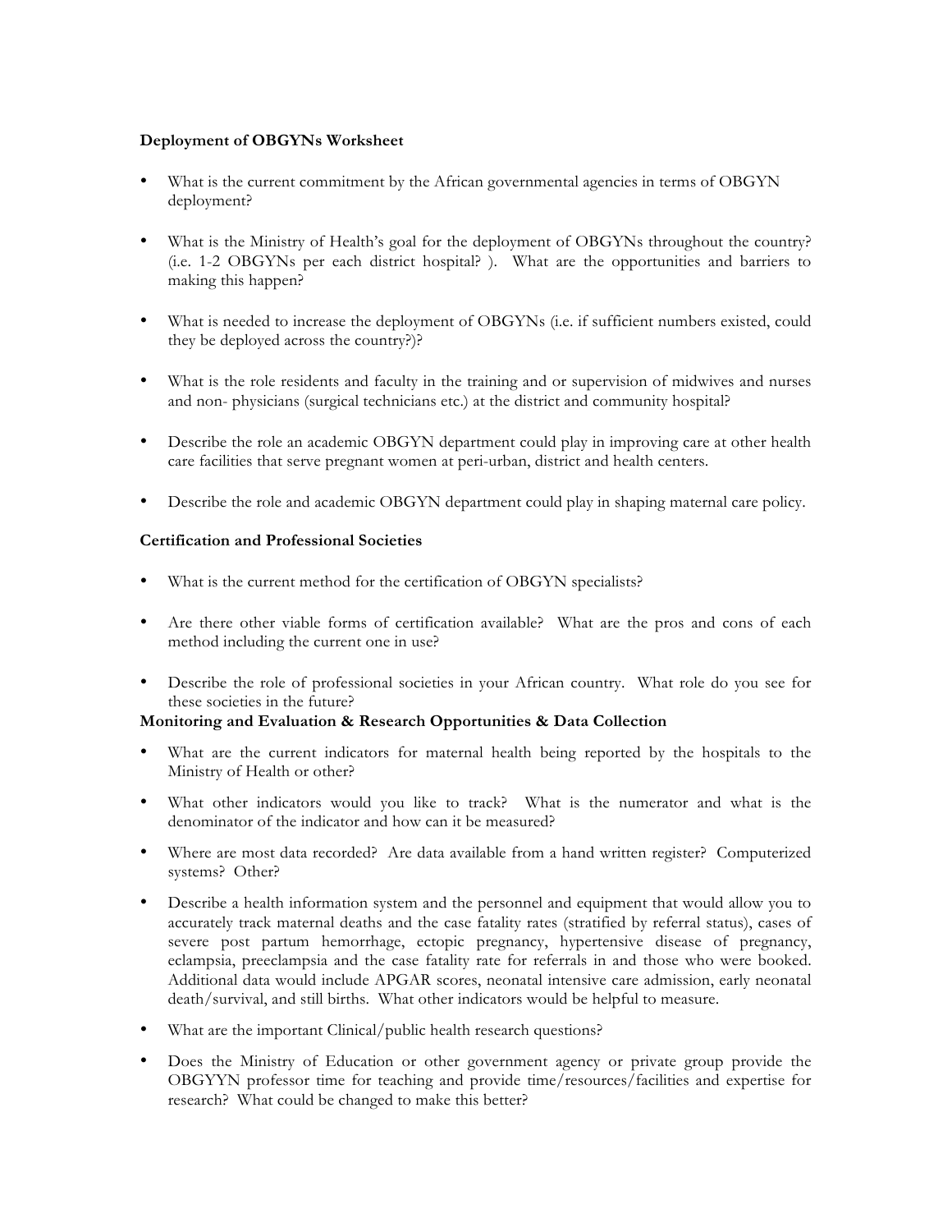**Deployment of OBGYNs Worksheet**

- What is the current commitment by the African governmental agencies in terms of OBGYN deployment?
- What is the Ministry of Health's goal for the deployment of OBGYNs throughout the country? (i.e. 1-2 OBGYNs per each district hospital? ). What are the opportunities and barriers to making this happen?
- What is needed to increase the deployment of OBGYNs (i.e. if sufficient numbers existed, could they be deployed across the country?)?
- What is the role residents and faculty in the training and or supervision of midwives and nurses and non- physicians (surgical technicians etc.) at the district and community hospital?
- Describe the role an academic OBGYN department could play in improving care at other health care facilities that serve pregnant women at peri-urban, district and health centers.
- Describe the role and academic OBGYN department could play in shaping maternal care policy.

**Certification and Professional Societies**

- What is the current method for the certification of OBGYN specialists?
- Are there other viable forms of certification available? What are the pros and cons of each method including the current one in use?
- Describe the role of professional societies in your African country. What role do you see for these societies in the future?

**Monitoring and Evaluation & Research Opportunities & Data Collection**

- What are the current indicators for maternal health being reported by the hospitals to the Ministry of Health or other?
- What other indicators would you like to track? What is the numerator and what is the denominator of the indicator and how can it be measured?
- Where are most data recorded? Are data available from a hand written register? Computerized systems? Other?
- Describe a health information system and the personnel and equipment that would allow you to accurately track maternal deaths and the case fatality rates (stratified by referral status), cases of severe post partum hemorrhage, ectopic pregnancy, hypertensive disease of pregnancy, eclampsia, preeclampsia and the case fatality rate for referrals in and those who were booked. Additional data would include APGAR scores, neonatal intensive care admission, early neonatal death/survival, and still births. What other indicators would be helpful to measure.
- What are the important Clinical/public health research questions?
- Does the Ministry of Education or other government agency or private group provide the OBGYYN professor time for teaching and provide time/resources/facilities and expertise for research? What could be changed to make this better?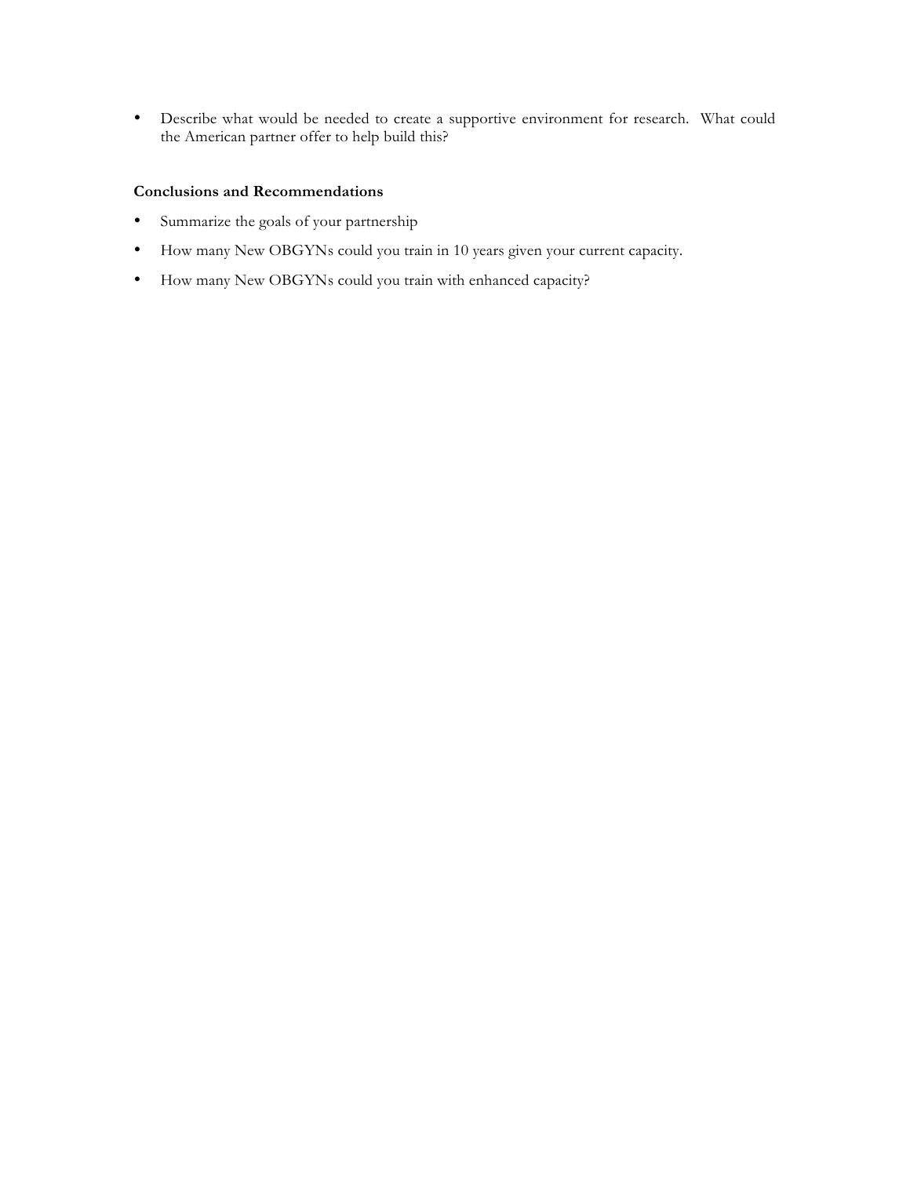- Describe what would be needed to create a supportive environment for research. What could the American partner offer to help build this?

**Conclusions and Recommendations**

- Summarize the goals of your partnership
- How many New OBGYNs could you train in 10 years given your current capacity.
- How many New OBGYNs could you train with enhanced capacity?